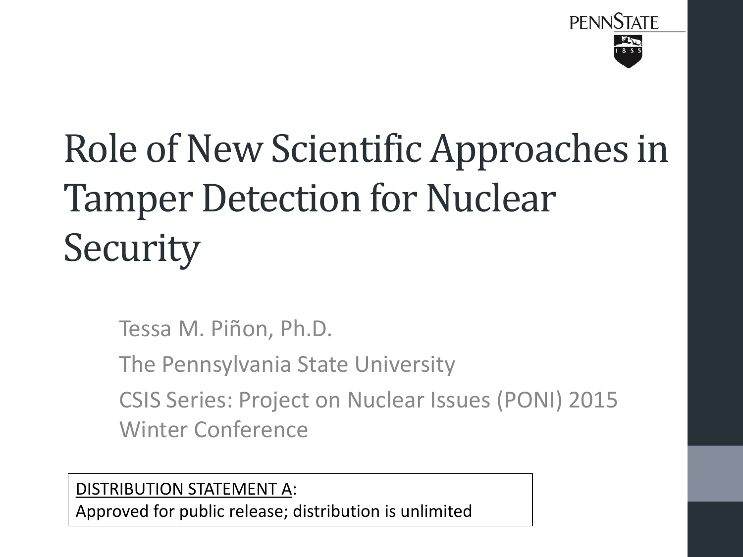# Role of New Scientific Approaches in Tamper Detection for Nuclear Security

Tessa M. Piñon, Ph.D.

The Pennsylvania State University

CSIS Series: Project on Nuclear Issues (PONI) 2015 Winter Conference

DISTRIBUTION STATEMENT A:
Approved for public release; distribution is unlimited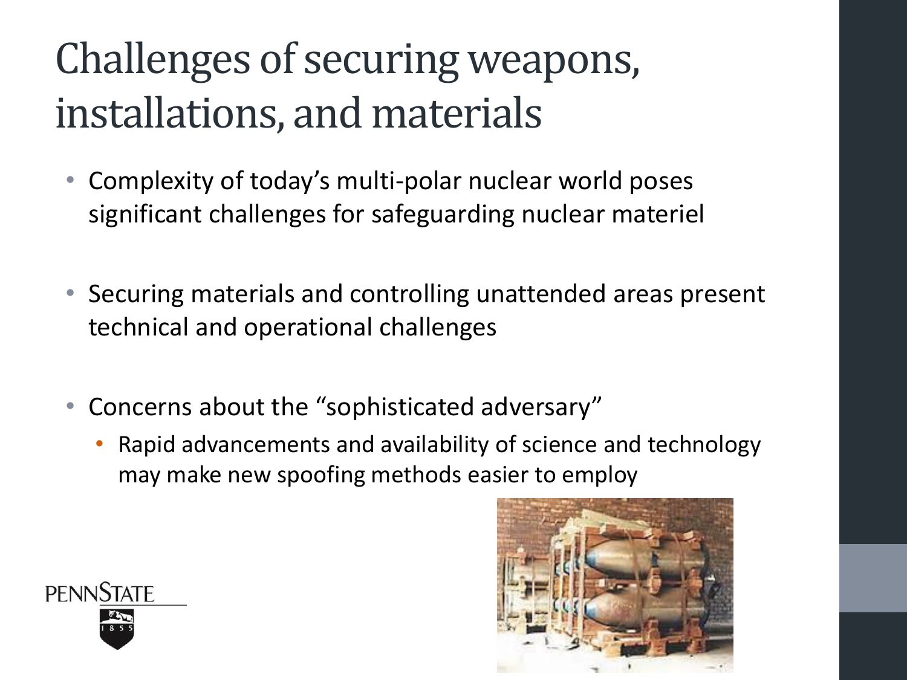# Challenges of securing weapons, installations, and materials

- Complexity of today's multi-polar nuclear world poses significant challenges for safeguarding nuclear materiel
- Securing materials and controlling unattended areas present technical and operational challenges
- Concerns about the "sophisticated adversary"
  - Rapid advancements and availability of science and technology may make new spoofing methods easier to employ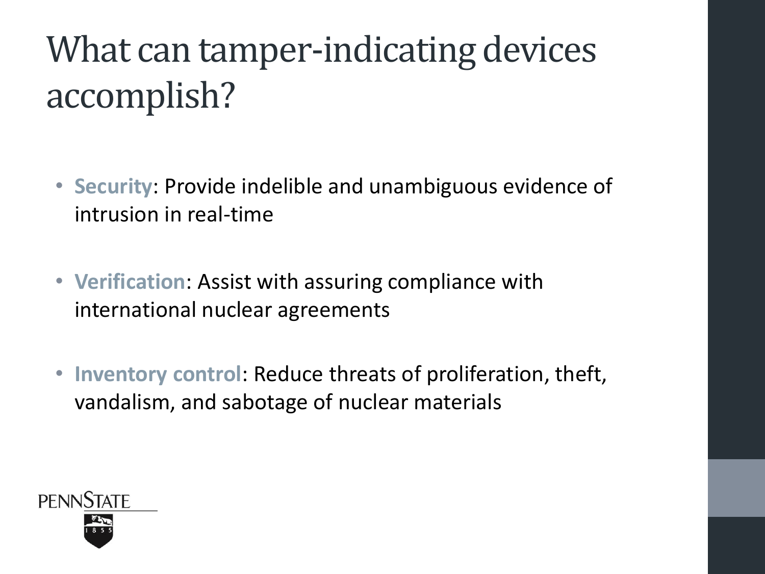# What can tamper-indicating devices accomplish?

- **Security**: Provide indelible and unambiguous evidence of intrusion in real-time
- **Verification**: Assist with assuring compliance with international nuclear agreements
- **Inventory control**: Reduce threats of proliferation, theft, vandalism, and sabotage of nuclear materials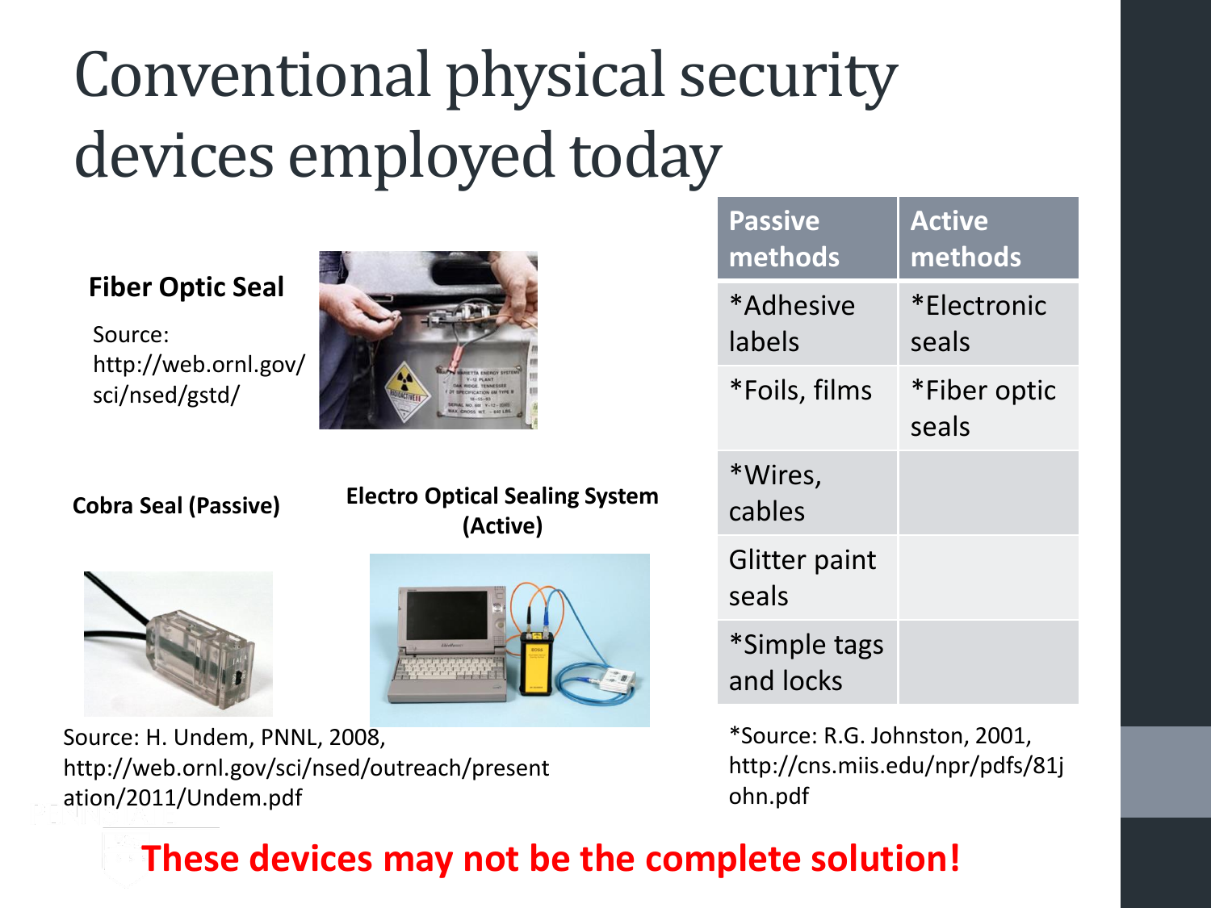# Conventional physical security devices employed today

**Fiber Optic Seal**

Source: http://web.ornl.gov/sci/nsed/gstd/

**Cobra Seal (Passive)**

**Electro Optical Sealing System (Active)**

Source: H. Undem, PNNL, 2008, http://web.ornl.gov/sci/nsed/outreach/presentation/2011/Undem.pdf

| Passive methods | Active methods |
|---|---|
| *Adhesive labels | *Electronic seals |
| *Foils, films | *Fiber optic seals |
| *Wires, cables | |
| Glitter paint seals | |
| *Simple tags and locks | |

*Source: R.G. Johnston, 2001, http://cns.miis.edu/npr/pdfs/81john.pdf

**These devices may not be the complete solution!**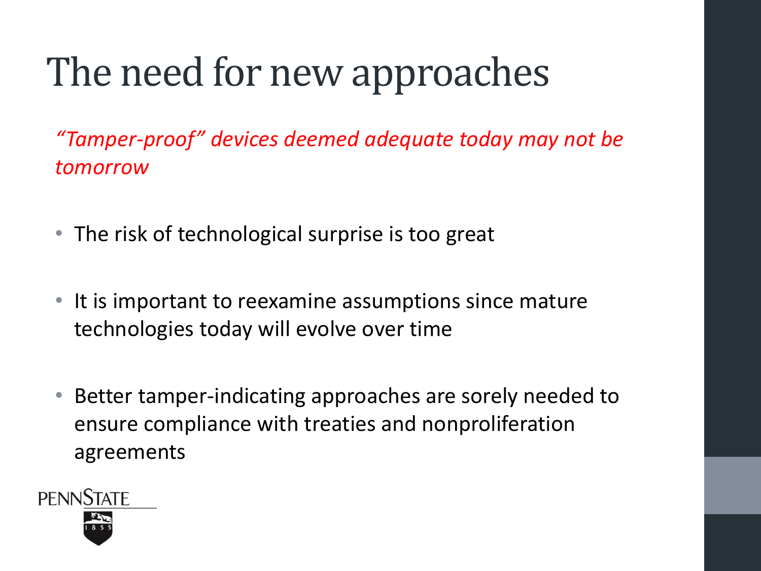# The need for new approaches

*"Tamper-proof" devices deemed adequate today may not be tomorrow*

- The risk of technological surprise is too great
- It is important to reexamine assumptions since mature technologies today will evolve over time
- Better tamper-indicating approaches are sorely needed to ensure compliance with treaties and nonproliferation agreements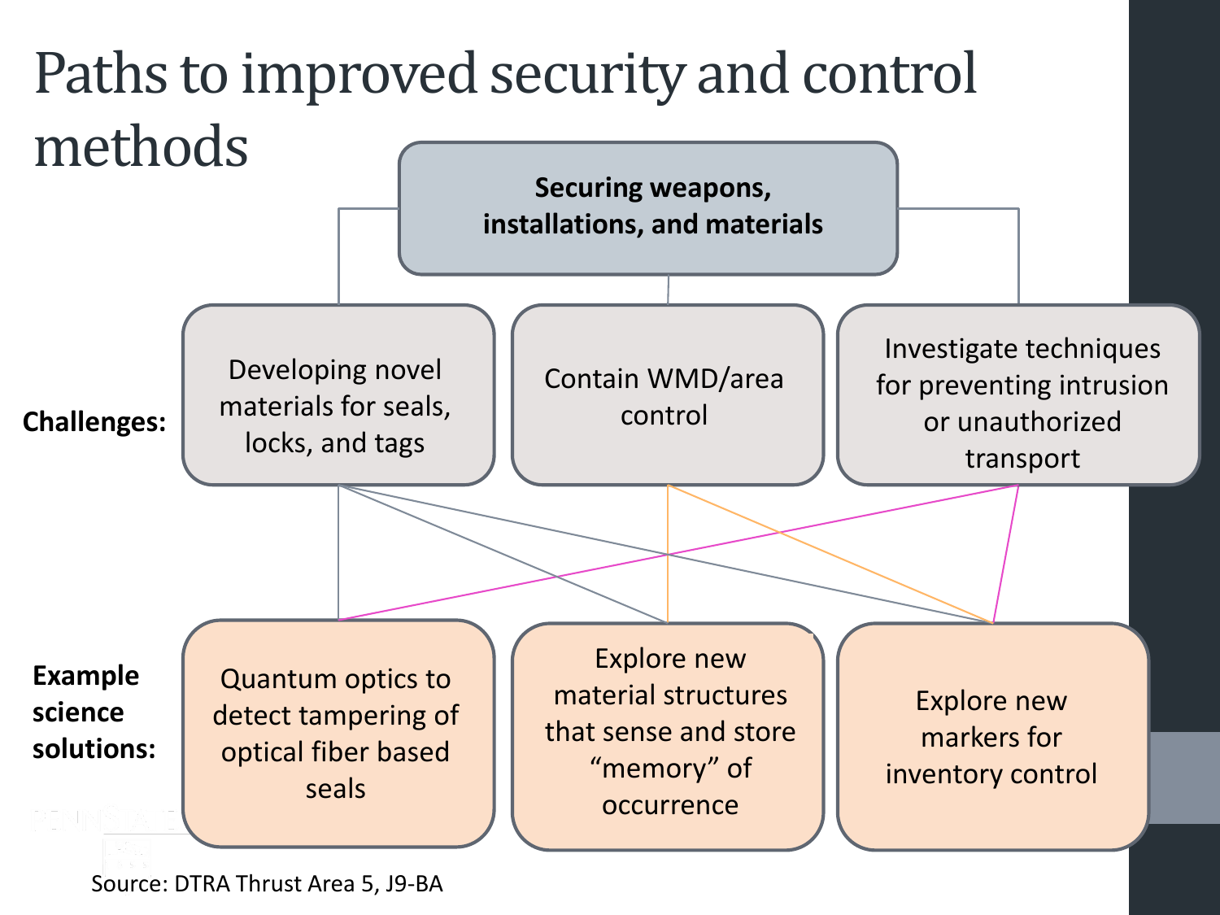# Paths to improved security and control methods

**Securing weapons, installations, and materials**

**Challenges:**

- Developing novel materials for seals, locks, and tags
- Contain WMD/area control
- Investigate techniques for preventing intrusion or unauthorized transport

**Example science solutions:**

- Quantum optics to detect tampering of optical fiber based seals
- Explore new material structures that sense and store "memory" of occurrence
- Explore new markers for inventory control

Source: DTRA Thrust Area 5, J9-BA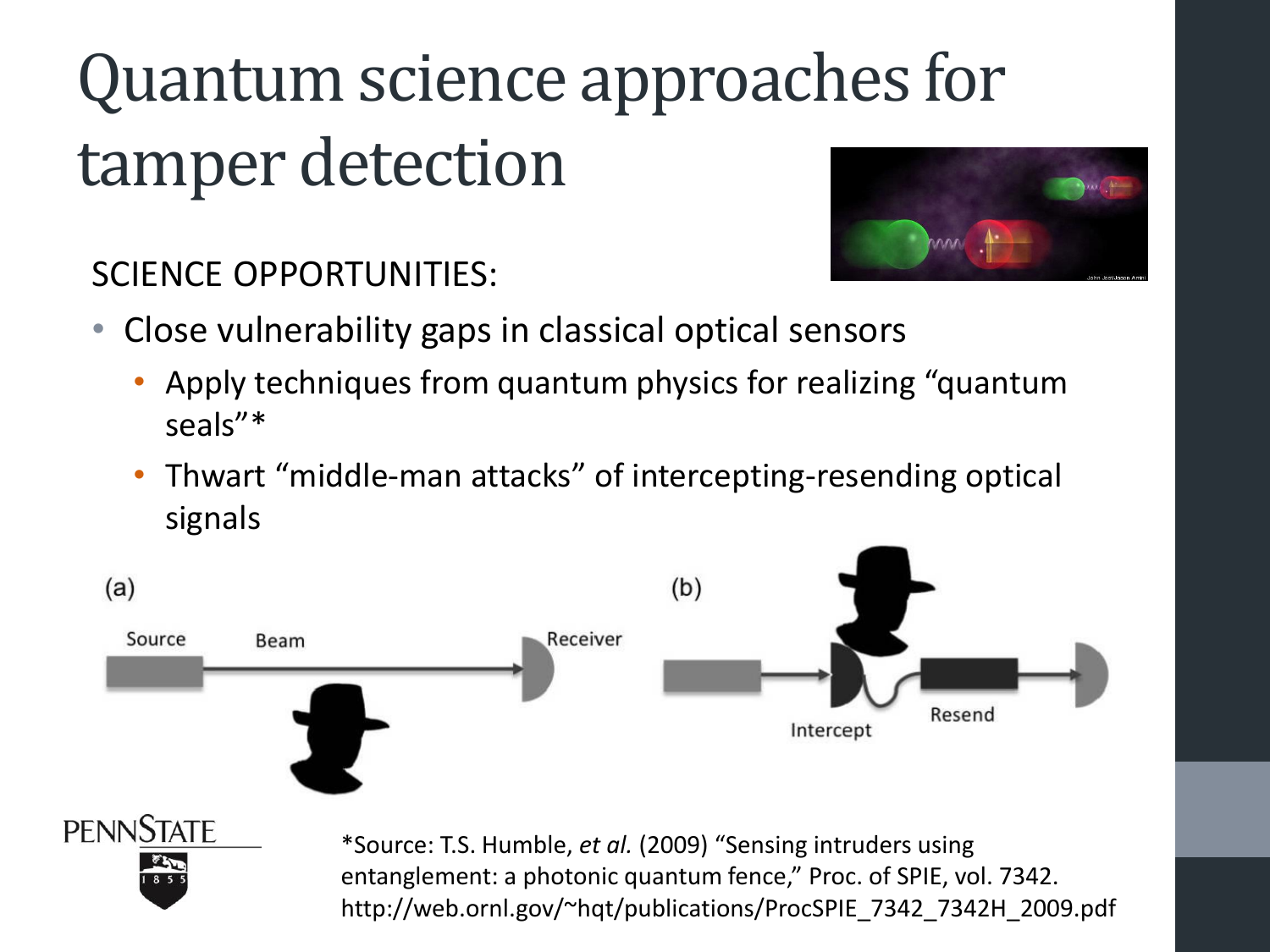# Quantum science approaches for tamper detection

SCIENCE OPPORTUNITIES:

- Close vulnerability gaps in classical optical sensors
  - Apply techniques from quantum physics for realizing “quantum seals”*
  - Thwart “middle-man attacks” of intercepting-resending optical signals

(a) Source Beam Receiver

(b) Intercept Resend

*Source: T.S. Humble, *et al.* (2009) “Sensing intruders using entanglement: a photonic quantum fence,” Proc. of SPIE, vol. 7342. http://web.ornl.gov/~hqt/publications/ProcSPIE_7342_7342H_2009.pdf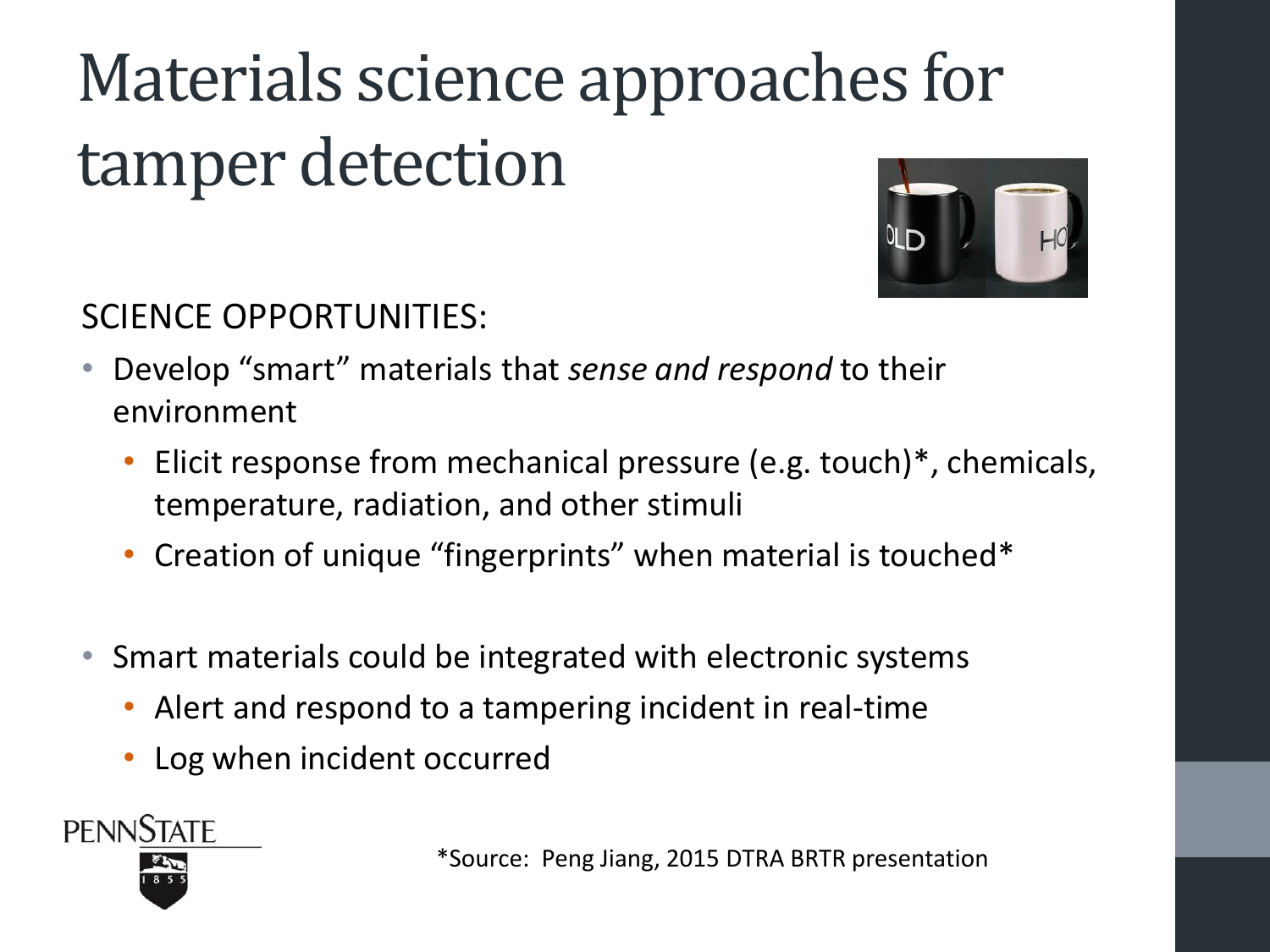# Materials science approaches for tamper detection

SCIENCE OPPORTUNITIES:

- Develop "smart" materials that *sense and respond* to their environment
  - Elicit response from mechanical pressure (e.g. touch)*, chemicals, temperature, radiation, and other stimuli
  - Creation of unique "fingerprints" when material is touched*

- Smart materials could be integrated with electronic systems
  - Alert and respond to a tampering incident in real-time
  - Log when incident occurred

*Source: Peng Jiang, 2015 DTRA BRTR presentation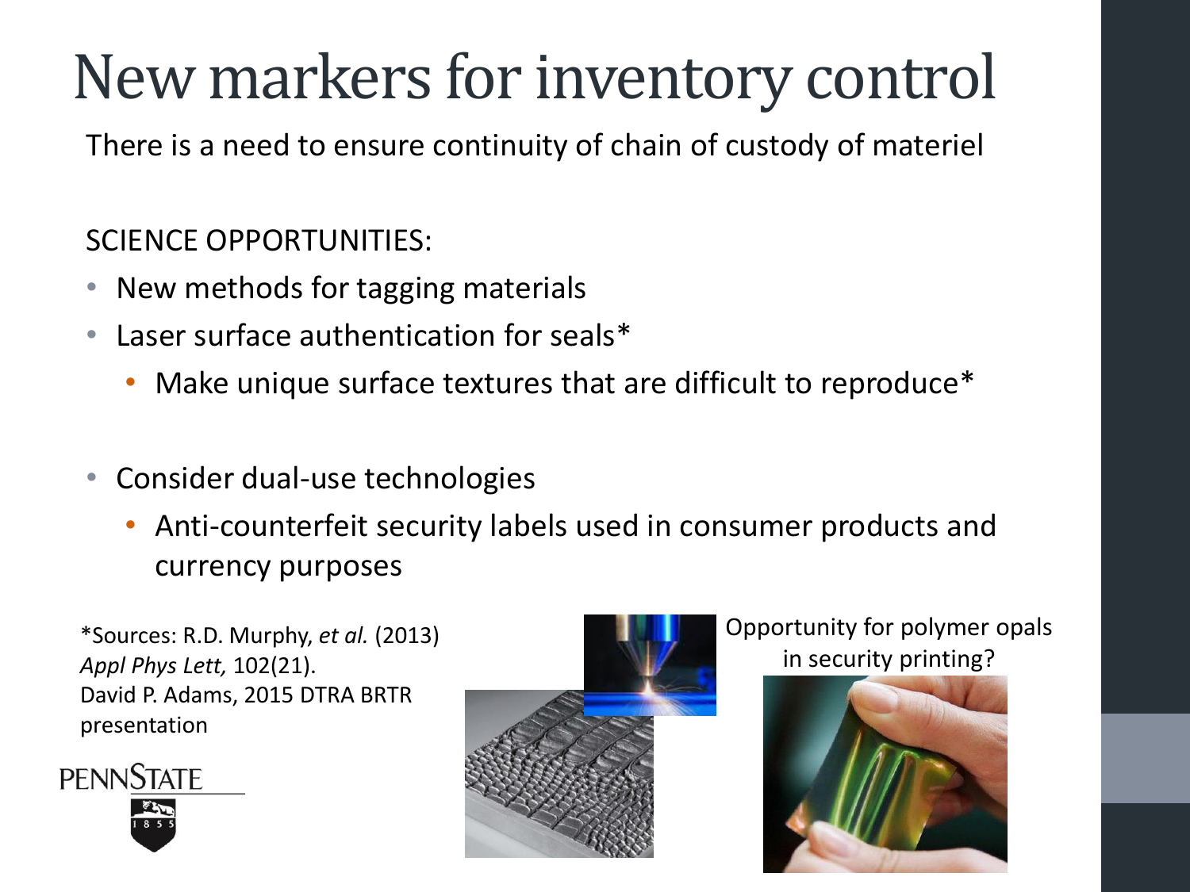# New markers for inventory control

There is a need to ensure continuity of chain of custody of materiel

SCIENCE OPPORTUNITIES:

- New methods for tagging materials
- Laser surface authentication for seals*
  - Make unique surface textures that are difficult to reproduce*
- Consider dual-use technologies
  - Anti-counterfeit security labels used in consumer products and currency purposes

*Sources: R.D. Murphy, *et al.* (2013) *Appl Phys Lett,* 102(21).
David P. Adams, 2015 DTRA BRTR presentation

Opportunity for polymer opals in security printing?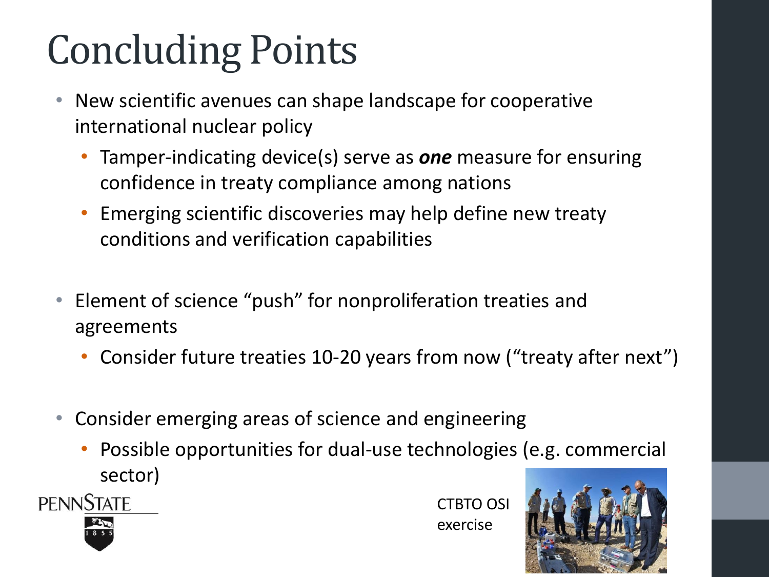# Concluding Points

- New scientific avenues can shape landscape for cooperative international nuclear policy
  - Tamper-indicating device(s) serve as ***one*** measure for ensuring confidence in treaty compliance among nations
  - Emerging scientific discoveries may help define new treaty conditions and verification capabilities
- Element of science "push" for nonproliferation treaties and agreements
  - Consider future treaties 10-20 years from now ("treaty after next")
- Consider emerging areas of science and engineering
  - Possible opportunities for dual-use technologies (e.g. commercial sector)

CTBTO OSI exercise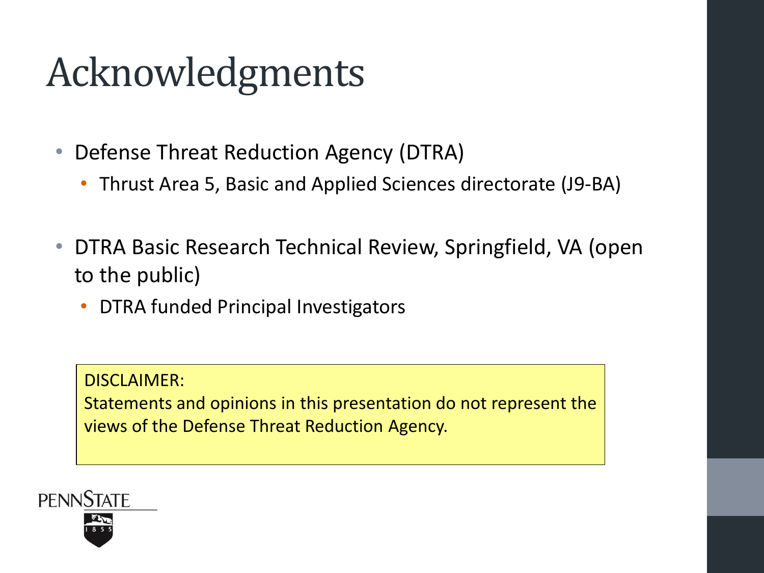# Acknowledgments

- Defense Threat Reduction Agency (DTRA)
  - Thrust Area 5, Basic and Applied Sciences directorate (J9-BA)

- DTRA Basic Research Technical Review, Springfield, VA (open to the public)
  - DTRA funded Principal Investigators

DISCLAIMER:
Statements and opinions in this presentation do not represent the views of the Defense Threat Reduction Agency.

PENNSTATE

1 8 5 5